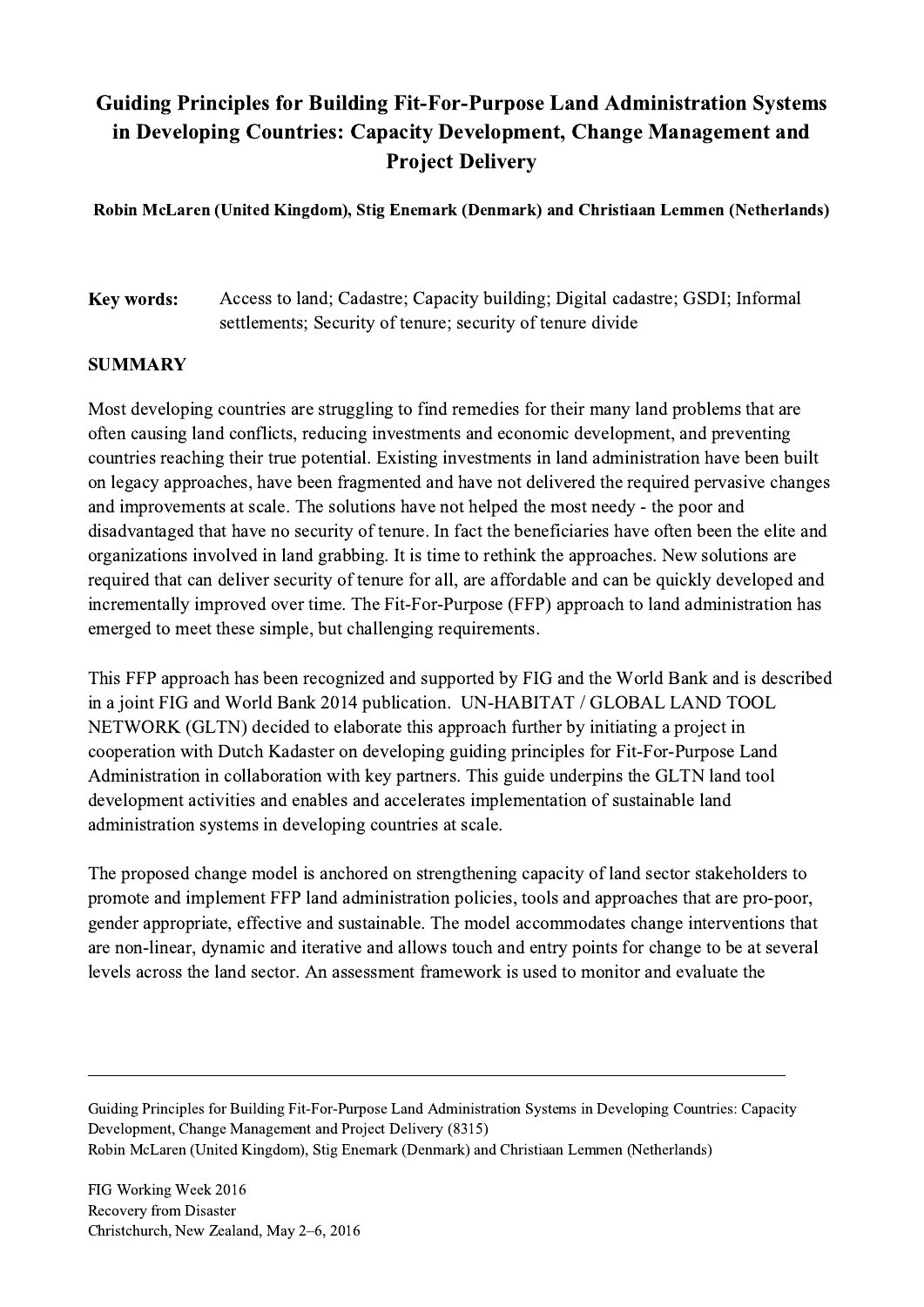# Guiding Principles for Building Fit-For-Purpose Land Administration Systems in Developing Countries: Capacity Development, Change Management and Project Delivery

**Robin McLaren (United Kingdom), Stig Enemark (Denmark) and Christiaan Lemmen (Netherlands)**

**Key words:** Access to land; Cadastre; Capacity building; Digital cadastre; GSDI; Informal settlements; Security of tenure; security of tenure divide

## SUMMARY

Most developing countries are struggling to find remedies for their many land problems that are often causing land conflicts, reducing investments and economic development, and preventing countries reaching their true potential. Existing investments in land administration have been built on legacy approaches, have been fragmented and have not delivered the required pervasive changes and improvements at scale. The solutions have not helped the most needy - the poor and disadvantaged that have no security of tenure. In fact the beneficiaries have often been the elite and organizations involved in land grabbing. It is time to rethink the approaches. New solutions are required that can deliver security of tenure for all, are affordable and can be quickly developed and incrementally improved over time. The Fit-For-Purpose (FFP) approach to land administration has emerged to meet these simple, but challenging requirements.

This FFP approach has been recognized and supported by FIG and the World Bank and is described in a joint FIG and World Bank 2014 publication. UN-HABITAT / GLOBAL LAND TOOL NETWORK (GLTN) decided to elaborate this approach further by initiating a project in cooperation with Dutch Kadaster on developing guiding principles for Fit-For-Purpose Land Administration in collaboration with key partners. This guide underpins the GLTN land tool development activities and enables and accelerates implementation of sustainable land administration systems in developing countries at scale.

The proposed change model is anchored on strengthening capacity of land sector stakeholders to promote and implement FFP land administration policies, tools and approaches that are pro-poor, gender appropriate, effective and sustainable. The model accommodates change interventions that are non-linear, dynamic and iterative and allows touch and entry points for change to be at several levels across the land sector. An assessment framework is used to monitor and evaluate the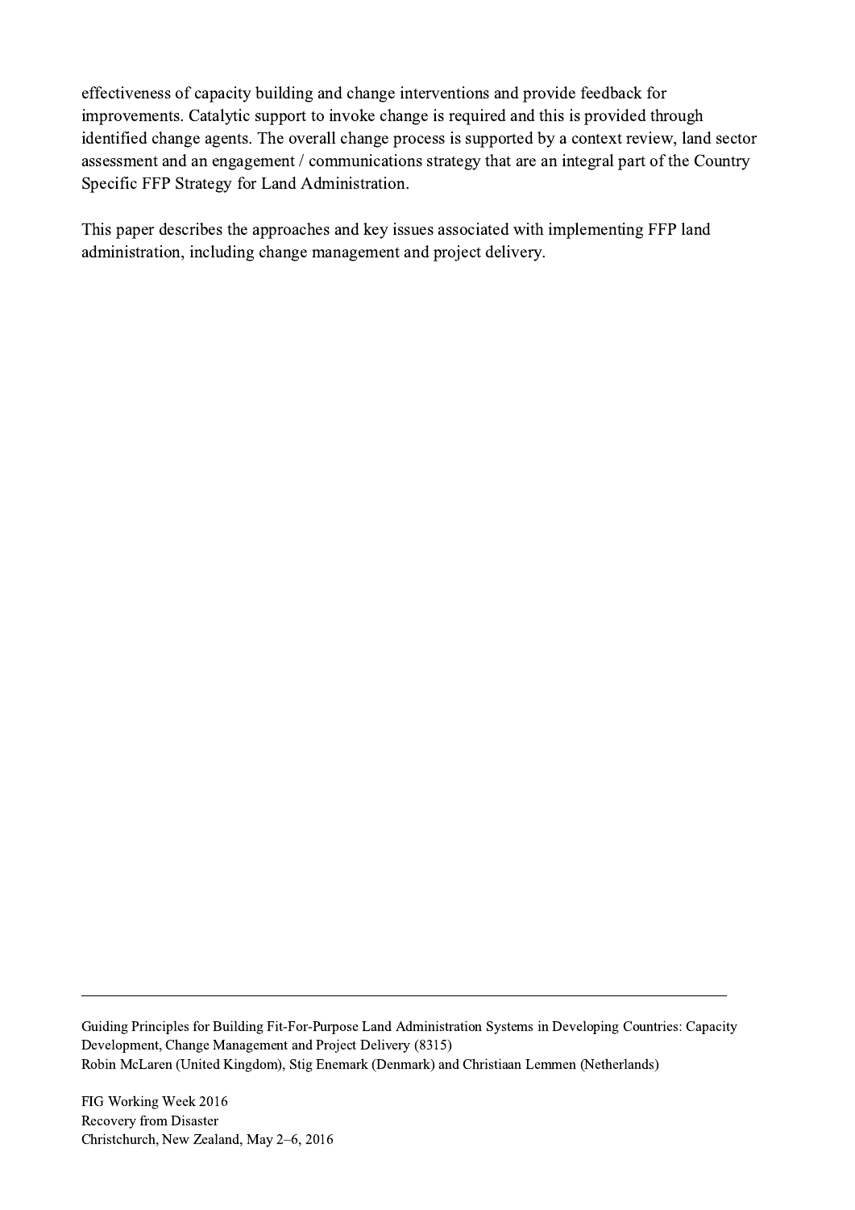effectiveness of capacity building and change interventions and provide feedback for improvements. Catalytic support to invoke change is required and this is provided through identified change agents. The overall change process is supported by a context review, land sector assessment and an engagement / communications strategy that are an integral part of the Country Specific FFP Strategy for Land Administration.

This paper describes the approaches and key issues associated with implementing FFP land administration, including change management and project delivery.